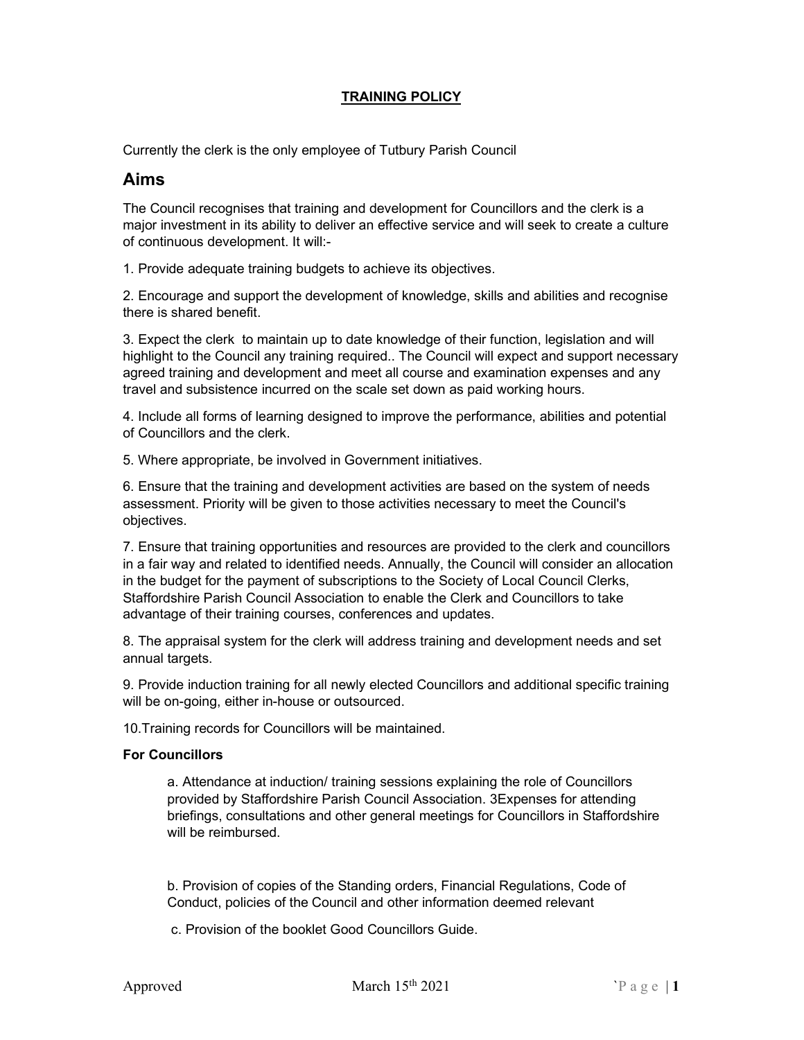# TRAINING POLICY

Currently the clerk is the only employee of Tutbury Parish Council

## Aims

The Council recognises that training and development for Councillors and the clerk is a major investment in its ability to deliver an effective service and will seek to create a culture of continuous development. It will:-

1. Provide adequate training budgets to achieve its objectives.

2. Encourage and support the development of knowledge, skills and abilities and recognise there is shared benefit.

3. Expect the clerk to maintain up to date knowledge of their function, legislation and will highlight to the Council any training required.. The Council will expect and support necessary agreed training and development and meet all course and examination expenses and any travel and subsistence incurred on the scale set down as paid working hours.

4. Include all forms of learning designed to improve the performance, abilities and potential of Councillors and the clerk.

5. Where appropriate, be involved in Government initiatives.

6. Ensure that the training and development activities are based on the system of needs assessment. Priority will be given to those activities necessary to meet the Council's objectives.

7. Ensure that training opportunities and resources are provided to the clerk and councillors in a fair way and related to identified needs. Annually, the Council will consider an allocation in the budget for the payment of subscriptions to the Society of Local Council Clerks, Staffordshire Parish Council Association to enable the Clerk and Councillors to take advantage of their training courses, conferences and updates.

8. The appraisal system for the clerk will address training and development needs and set annual targets.

9. Provide induction training for all newly elected Councillors and additional specific training will be on-going, either in-house or outsourced.

10. Training records for Councillors will be maintained.

**For Councillors**

a. Attendance at induction/ training sessions explaining the role of Councillors provided by Staffordshire Parish Council Association. 3Expenses for attending briefings, consultations and other general meetings for Councillors in Staffordshire will be reimbursed.

b. Provision of copies of the Standing orders, Financial Regulations, Code of Conduct, policies of the Council and other information deemed relevant

c. Provision of the booklet Good Councillors Guide.

Approved March 15th 2021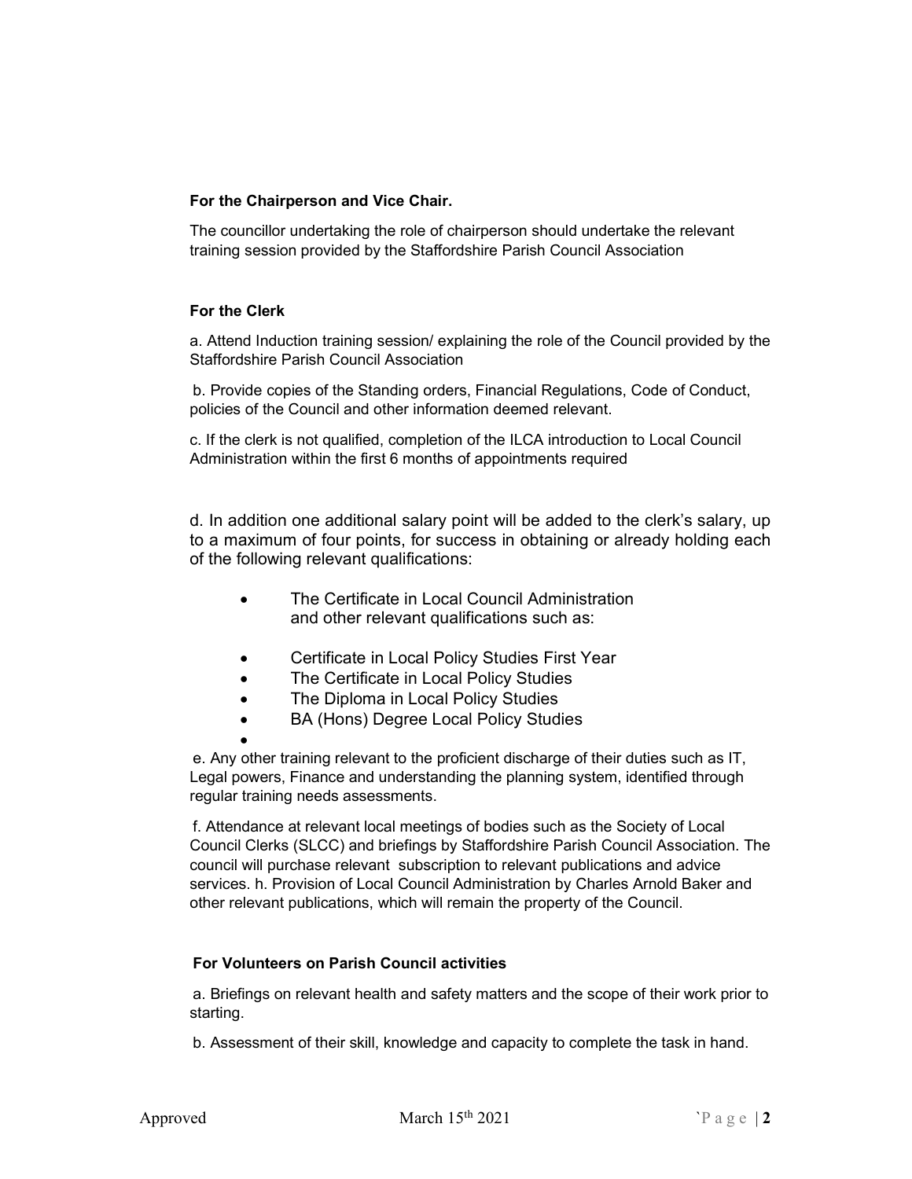**For the Chairperson and Vice Chair.**

The councillor undertaking the role of chairperson should undertake the relevant training session provided by the Staffordshire Parish Council Association

**For the Clerk**

a. Attend Induction training session/ explaining the role of the Council provided by the Staffordshire Parish Council Association

b. Provide copies of the Standing orders, Financial Regulations, Code of Conduct, policies of the Council and other information deemed relevant.

c. If the clerk is not qualified, completion of the ILCA introduction to Local Council Administration within the first 6 months of appointments required

d. In addition one additional salary point will be added to the clerk's salary, up to a maximum of four points, for success in obtaining or already holding each of the following relevant qualifications:

- The Certificate in Local Council Administration and other relevant qualifications such as:
- Certificate in Local Policy Studies First Year
- The Certificate in Local Policy Studies
- The Diploma in Local Policy Studies
- BA (Hons) Degree Local Policy Studies

e. Any other training relevant to the proficient discharge of their duties such as IT, Legal powers, Finance and understanding the planning system, identified through regular training needs assessments.

f. Attendance at relevant local meetings of bodies such as the Society of Local Council Clerks (SLCC) and briefings by Staffordshire Parish Council Association. The council will purchase relevant subscription to relevant publications and advice services. h. Provision of Local Council Administration by Charles Arnold Baker and other relevant publications, which will remain the property of the Council.

**For Volunteers on Parish Council activities**

a. Briefings on relevant health and safety matters and the scope of their work prior to starting.

b. Assessment of their skill, knowledge and capacity to complete the task in hand.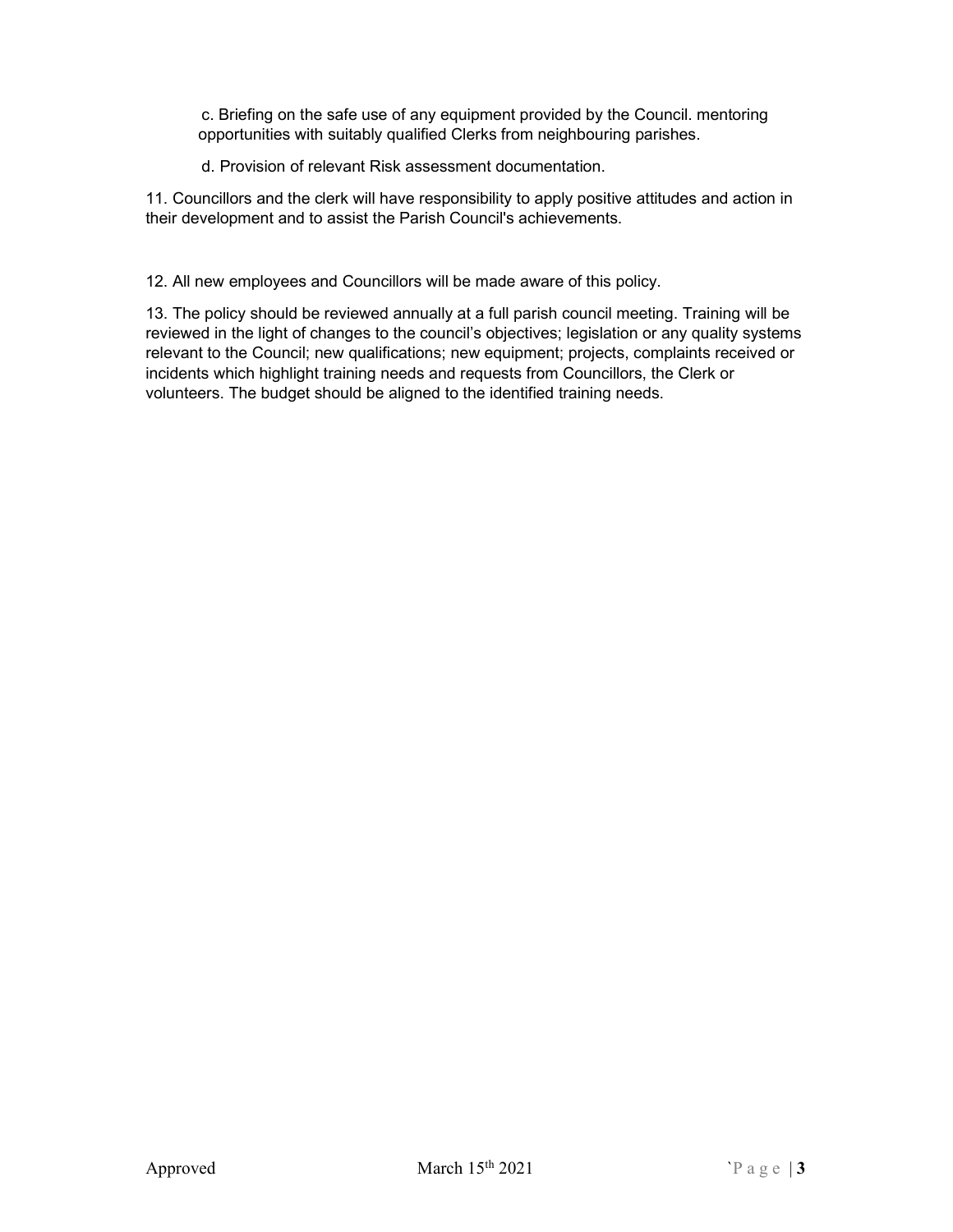c. Briefing on the safe use of any equipment provided by the Council. mentoring opportunities with suitably qualified Clerks from neighbouring parishes.

d. Provision of relevant Risk assessment documentation.

11. Councillors and the clerk will have responsibility to apply positive attitudes and action in their development and to assist the Parish Council's achievements.

12. All new employees and Councillors will be made aware of this policy.

13. The policy should be reviewed annually at a full parish council meeting. Training will be reviewed in the light of changes to the council's objectives; legislation or any quality systems relevant to the Council; new qualifications; new equipment; projects, complaints received or incidents which highlight training needs and requests from Councillors, the Clerk or volunteers. The budget should be aligned to the identified training needs.